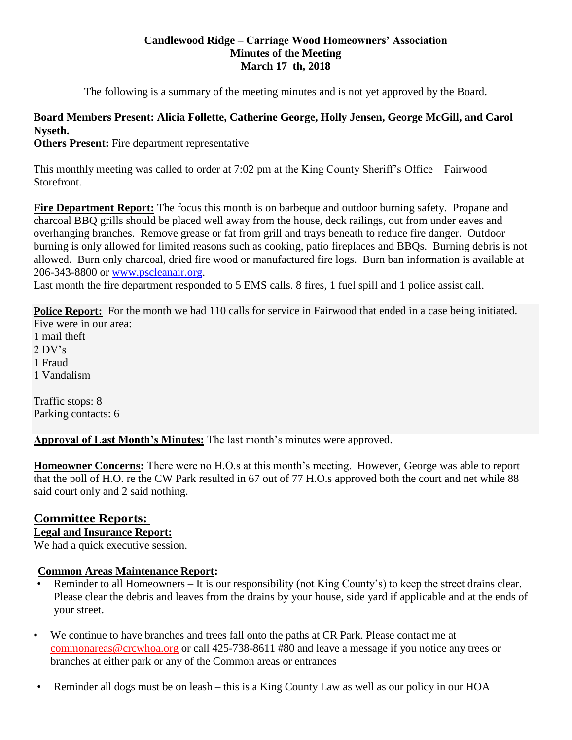# Candlewood Ridge – Carriage Wood Homeowners' Association
## Minutes of the Meeting
## March 17 th, 2018

The following is a summary of the meeting minutes and is not yet approved by the Board.

**Board Members Present: Alicia Follette, Catherine George, Holly Jensen, George McGill, and Carol Nyseth.**

**Others Present:** Fire department representative

This monthly meeting was called to order at 7:02 pm at the King County Sheriff's Office – Fairwood Storefront.

**Fire Department Report:** The focus this month is on barbeque and outdoor burning safety. Propane and charcoal BBQ grills should be placed well away from the house, deck railings, out from under eaves and overhanging branches. Remove grease or fat from grill and trays beneath to reduce fire danger. Outdoor burning is only allowed for limited reasons such as cooking, patio fireplaces and BBQs. Burning debris is not allowed. Burn only charcoal, dried fire wood or manufactured fire logs. Burn ban information is available at 206-343-8800 or www.pscleanair.org.

Last month the fire department responded to 5 EMS calls. 8 fires, 1 fuel spill and 1 police assist call.

**Police Report:** For the month we had 110 calls for service in Fairwood that ended in a case being initiated. Five were in our area:

1 mail theft
2 DV's
1 Fraud
1 Vandalism

Traffic stops: 8
Parking contacts: 6

**Approval of Last Month's Minutes:** The last month's minutes were approved.

**Homeowner Concerns:** There were no H.O.s at this month's meeting. However, George was able to report that the poll of H.O. re the CW Park resulted in 67 out of 77 H.O.s approved both the court and net while 88 said court only and 2 said nothing.

## Committee Reports:

**Legal and Insurance Report:**

We had a quick executive session.

**Common Areas Maintenance Report:**

- Reminder to all Homeowners – It is our responsibility (not King County's) to keep the street drains clear. Please clear the debris and leaves from the drains by your house, side yard if applicable and at the ends of your street.
- We continue to have branches and trees fall onto the paths at CR Park. Please contact me at commonareas@crcwhoa.org or call 425-738-8611 #80 and leave a message if you notice any trees or branches at either park or any of the Common areas or entrances
- Reminder all dogs must be on leash – this is a King County Law as well as our policy in our HOA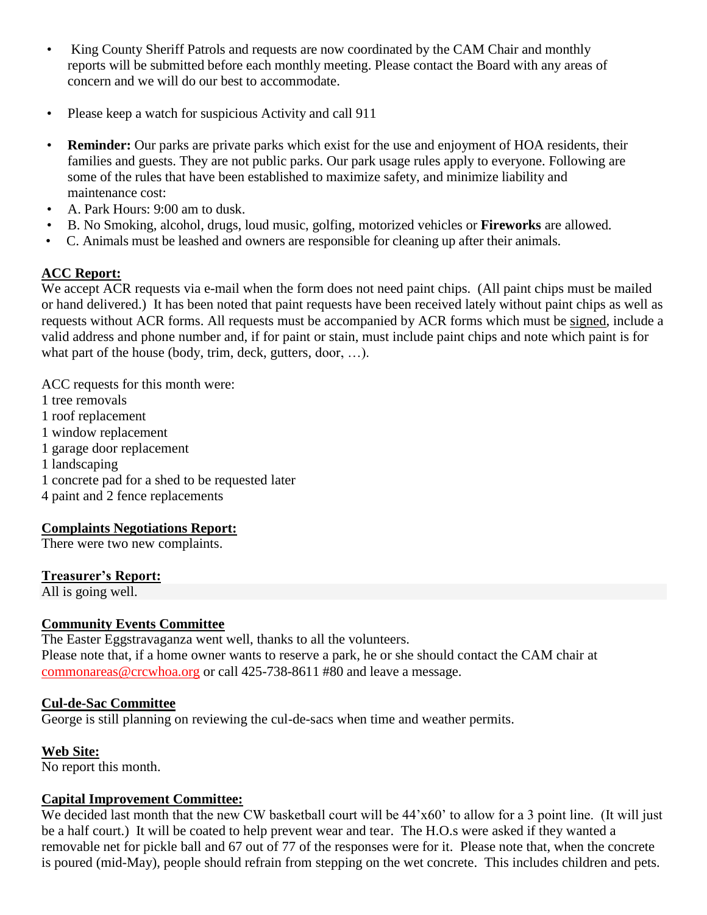- King County Sheriff Patrols and requests are now coordinated by the CAM Chair and monthly reports will be submitted before each monthly meeting. Please contact the Board with any areas of concern and we will do our best to accommodate.

- Please keep a watch for suspicious Activity and call 911

- **Reminder:** Our parks are private parks which exist for the use and enjoyment of HOA residents, their families and guests. They are not public parks. Our park usage rules apply to everyone. Following are some of the rules that have been established to maximize safety, and minimize liability and maintenance cost:
- A. Park Hours: 9:00 am to dusk.
- B. No Smoking, alcohol, drugs, loud music, golfing, motorized vehicles or **Fireworks** are allowed.
- C. Animals must be leashed and owners are responsible for cleaning up after their animals.

**ACC Report:**

We accept ACR requests via e-mail when the form does not need paint chips. (All paint chips must be mailed or hand delivered.) It has been noted that paint requests have been received lately without paint chips as well as requests without ACR forms. All requests must be accompanied by ACR forms which must be signed, include a valid address and phone number and, if for paint or stain, must include paint chips and note which paint is for what part of the house (body, trim, deck, gutters, door, …).

ACC requests for this month were:
1 tree removals
1 roof replacement
1 window replacement
1 garage door replacement
1 landscaping
1 concrete pad for a shed to be requested later
4 paint and 2 fence replacements

**Complaints Negotiations Report:**

There were two new complaints.

**Treasurer's Report:**

All is going well.

**Community Events Committee**

The Easter Eggstravaganza went well, thanks to all the volunteers.
Please note that, if a home owner wants to reserve a park, he or she should contact the CAM chair at commonareas@crcwhoa.org or call 425-738-8611 #80 and leave a message.

**Cul-de-Sac Committee**

George is still planning on reviewing the cul-de-sacs when time and weather permits.

**Web Site:**

No report this month.

**Capital Improvement Committee:**

We decided last month that the new CW basketball court will be 44'x60' to allow for a 3 point line. (It will just be a half court.) It will be coated to help prevent wear and tear. The H.O.s were asked if they wanted a removable net for pickle ball and 67 out of 77 of the responses were for it. Please note that, when the concrete is poured (mid-May), people should refrain from stepping on the wet concrete. This includes children and pets.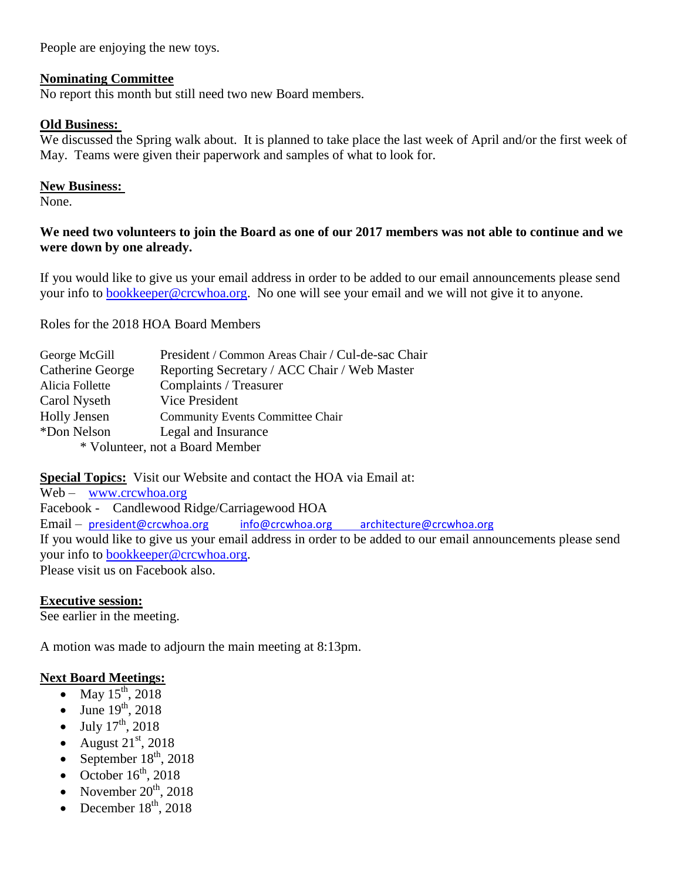People are enjoying the new toys.

**Nominating Committee**

No report this month but still need two new Board members.

**Old Business:**

We discussed the Spring walk about. It is planned to take place the last week of April and/or the first week of May. Teams were given their paperwork and samples of what to look for.

**New Business:**

None.

**We need two volunteers to join the Board as one of our 2017 members was not able to continue and we were down by one already.**

If you would like to give us your email address in order to be added to our email announcements please send your info to bookkeeper@crcwhoa.org. No one will see your email and we will not give it to anyone.

Roles for the 2018 HOA Board Members

| | |
|---|---|
| George McGill | President / Common Areas Chair / Cul-de-sac Chair |
| Catherine George | Reporting Secretary / ACC Chair / Web Master |
| Alicia Follette | Complaints / Treasurer |
| Carol Nyseth | Vice President |
| Holly Jensen | Community Events Committee Chair |
| *Don Nelson | Legal and Insurance |

\* Volunteer, not a Board Member

**Special Topics:** Visit our Website and contact the HOA via Email at:

Web – www.crcwhoa.org

Facebook - Candlewood Ridge/Carriagewood HOA

Email – president@crcwhoa.org info@crcwhoa.org architecture@crcwhoa.org

If you would like to give us your email address in order to be added to our email announcements please send your info to bookkeeper@crcwhoa.org.

Please visit us on Facebook also.

**Executive session:**

See earlier in the meeting.

A motion was made to adjourn the main meeting at 8:13pm.

**Next Board Meetings:**

- May 15th, 2018
- June 19th, 2018
- July 17th, 2018
- August 21st, 2018
- September 18th, 2018
- October 16th, 2018
- November 20th, 2018
- December 18th, 2018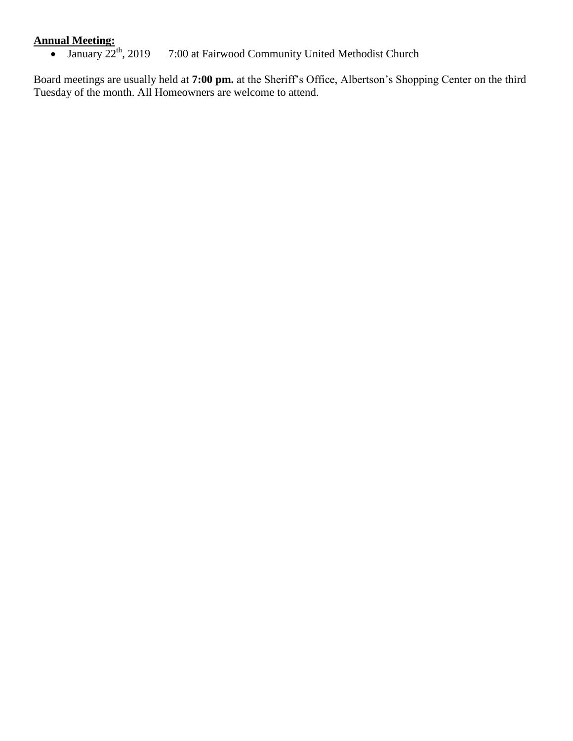**Annual Meeting:**

- January 22nd, 2019 7:00 at Fairwood Community United Methodist Church

Board meetings are usually held at **7:00 pm.** at the Sheriff's Office, Albertson's Shopping Center on the third Tuesday of the month. All Homeowners are welcome to attend.